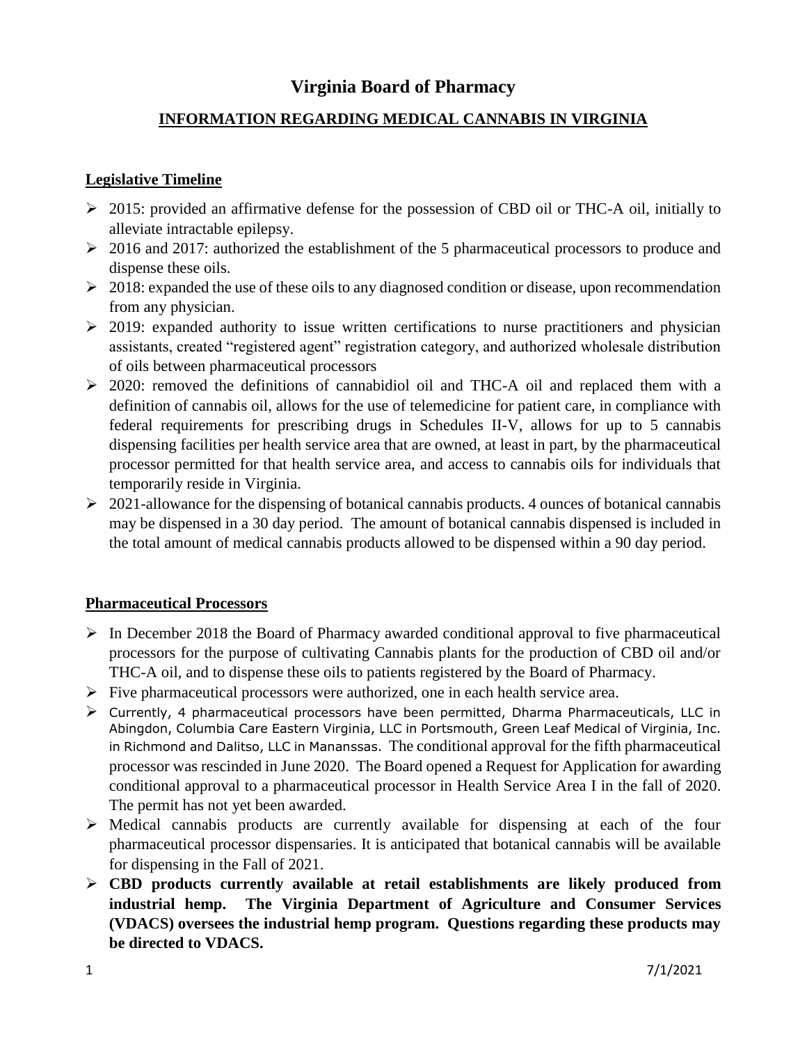# Virginia Board of Pharmacy

## INFORMATION REGARDING MEDICAL CANNABIS IN VIRGINIA

### Legislative Timeline

- 2015: provided an affirmative defense for the possession of CBD oil or THC-A oil, initially to alleviate intractable epilepsy.
- 2016 and 2017: authorized the establishment of the 5 pharmaceutical processors to produce and dispense these oils.
- 2018: expanded the use of these oils to any diagnosed condition or disease, upon recommendation from any physician.
- 2019: expanded authority to issue written certifications to nurse practitioners and physician assistants, created "registered agent" registration category, and authorized wholesale distribution of oils between pharmaceutical processors
- 2020: removed the definitions of cannabidiol oil and THC-A oil and replaced them with a definition of cannabis oil, allows for the use of telemedicine for patient care, in compliance with federal requirements for prescribing drugs in Schedules II-V, allows for up to 5 cannabis dispensing facilities per health service area that are owned, at least in part, by the pharmaceutical processor permitted for that health service area, and access to cannabis oils for individuals that temporarily reside in Virginia.
- 2021-allowance for the dispensing of botanical cannabis products. 4 ounces of botanical cannabis may be dispensed in a 30 day period. The amount of botanical cannabis dispensed is included in the total amount of medical cannabis products allowed to be dispensed within a 90 day period.

### Pharmaceutical Processors

- In December 2018 the Board of Pharmacy awarded conditional approval to five pharmaceutical processors for the purpose of cultivating Cannabis plants for the production of CBD oil and/or THC-A oil, and to dispense these oils to patients registered by the Board of Pharmacy.
- Five pharmaceutical processors were authorized, one in each health service area.
- Currently, 4 pharmaceutical processors have been permitted, Dharma Pharmaceuticals, LLC in Abingdon, Columbia Care Eastern Virginia, LLC in Portsmouth, Green Leaf Medical of Virginia, Inc. in Richmond and Dalitso, LLC in Mananssas. The conditional approval for the fifth pharmaceutical processor was rescinded in June 2020. The Board opened a Request for Application for awarding conditional approval to a pharmaceutical processor in Health Service Area I in the fall of 2020. The permit has not yet been awarded.
- Medical cannabis products are currently available for dispensing at each of the four pharmaceutical processor dispensaries. It is anticipated that botanical cannabis will be available for dispensing in the Fall of 2021.
- **CBD products currently available at retail establishments are likely produced from industrial hemp. The Virginia Department of Agriculture and Consumer Services (VDACS) oversees the industrial hemp program. Questions regarding these products may be directed to VDACS.**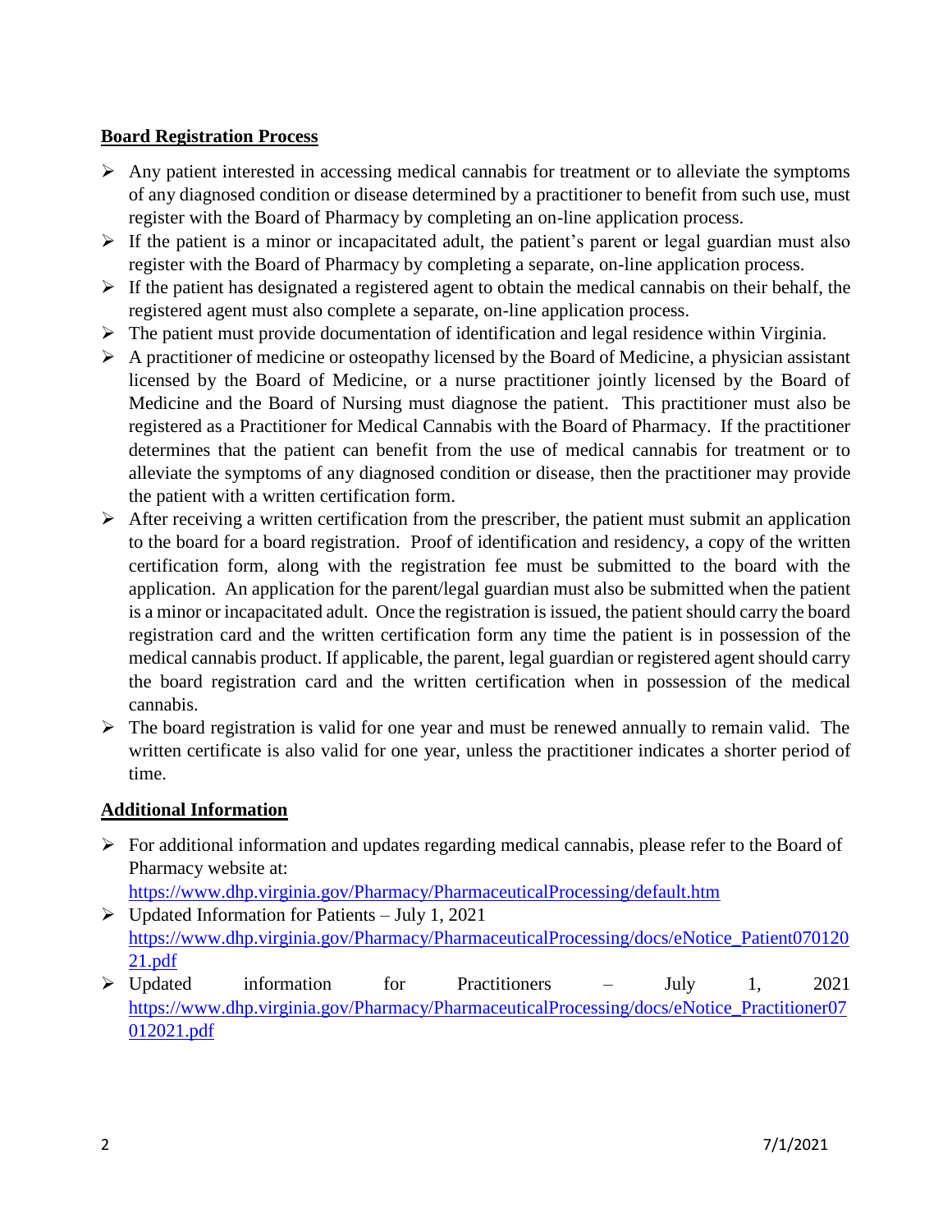## Board Registration Process

- Any patient interested in accessing medical cannabis for treatment or to alleviate the symptoms of any diagnosed condition or disease determined by a practitioner to benefit from such use, must register with the Board of Pharmacy by completing an on-line application process.
- If the patient is a minor or incapacitated adult, the patient's parent or legal guardian must also register with the Board of Pharmacy by completing a separate, on-line application process.
- If the patient has designated a registered agent to obtain the medical cannabis on their behalf, the registered agent must also complete a separate, on-line application process.
- The patient must provide documentation of identification and legal residence within Virginia.
- A practitioner of medicine or osteopathy licensed by the Board of Medicine, a physician assistant licensed by the Board of Medicine, or a nurse practitioner jointly licensed by the Board of Medicine and the Board of Nursing must diagnose the patient. This practitioner must also be registered as a Practitioner for Medical Cannabis with the Board of Pharmacy. If the practitioner determines that the patient can benefit from the use of medical cannabis for treatment or to alleviate the symptoms of any diagnosed condition or disease, then the practitioner may provide the patient with a written certification form.
- After receiving a written certification from the prescriber, the patient must submit an application to the board for a board registration. Proof of identification and residency, a copy of the written certification form, along with the registration fee must be submitted to the board with the application. An application for the parent/legal guardian must also be submitted when the patient is a minor or incapacitated adult. Once the registration is issued, the patient should carry the board registration card and the written certification form any time the patient is in possession of the medical cannabis product. If applicable, the parent, legal guardian or registered agent should carry the board registration card and the written certification when in possession of the medical cannabis.
- The board registration is valid for one year and must be renewed annually to remain valid. The written certificate is also valid for one year, unless the practitioner indicates a shorter period of time.

## Additional Information

- For additional information and updates regarding medical cannabis, please refer to the Board of Pharmacy website at: https://www.dhp.virginia.gov/Pharmacy/PharmaceuticalProcessing/default.htm
- Updated Information for Patients – July 1, 2021 https://www.dhp.virginia.gov/Pharmacy/PharmaceuticalProcessing/docs/eNotice_Patient07012021.pdf
- Updated information for Practitioners – July 1, 2021 https://www.dhp.virginia.gov/Pharmacy/PharmaceuticalProcessing/docs/eNotice_Practitioner07012021.pdf